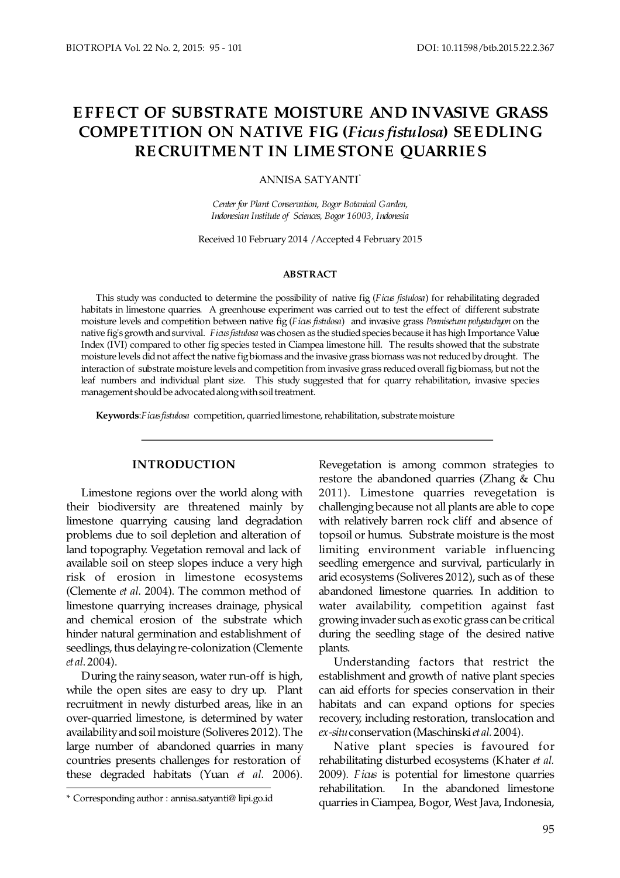# EFFECT OF SUBSTRATE MOISTURE AND INVASIVE GRASS COMPETITION ON NATIVE FIG (*Ficus fistulosa*) SEEDLING RECRUITMENT IN LIMESTONE QUARRIES

ANNISA SATYANTI*

*Center for Plant Conservation, Bogor Botanical Garden, Indonesian Institute of Sciences, Bogor 16003, Indonesia*

Received 10 February 2014 /Accepted 4 February 2015

#### ABSTRACT

This study was conducted to determine the possibility of native fig (*Ficus fistulosa*) for rehabilitating degraded habitats in limestone quarries. A greenhouse experiment was carried out to test the effect of different substrate moisture levels and competition between native fig (*Ficus fistulosa*) and invasive grass *Pennisetum polystachyon* on the native fig's growth and survival. *Ficus fistulosa* was chosen as the studied species because it has high Importance Value Index (IVI) compared to other fig species tested in Ciampea limestone hill. The results showed that the substrate moisture levels did not affect the native fig biomass and the invasive grass biomass was not reduced by drought. The interaction of substrate moisture levels and competition from invasive grass reduced overall fig biomass, but not the leaf numbers and individual plant size. This study suggested that for quarry rehabilitation, invasive species management should be advocated along with soil treatment.

**Keywords**: *Ficus fistulosa* competition, quarried limestone, rehabilitation, substrate moisture

## INTRODUCTION

Limestone regions over the world along with their biodiversity are threatened mainly by limestone quarrying causing land degradation problems due to soil depletion and alteration of land topography. Vegetation removal and lack of available soil on steep slopes induce a very high risk of erosion in limestone ecosystems (Clemente *et al*. 2004). The common method of limestone quarrying increases drainage, physical and chemical erosion of the substrate which hinder natural germination and establishment of seedlings, thus delaying re-colonization (Clemente *et al*. 2004).

During the rainy season, water run-off is high, while the open sites are easy to dry up. Plant recruitment in newly disturbed areas, like in an over-quarried limestone, is determined by water availability and soil moisture (Soliveres 2012). The large number of abandoned quarries in many countries presents challenges for restoration of these degraded habitats (Yuan *et al*. 2006). Revegetation is among common strategies to restore the abandoned quarries (Zhang & Chu 2011). Limestone quarries revegetation is challenging because not all plants are able to cope with relatively barren rock cliff and absence of topsoil or humus. Substrate moisture is the most limiting environment variable influencing seedling emergence and survival, particularly in arid ecosystems (Soliveres 2012), such as of these abandoned limestone quarries. In addition to water availability, competition against fast growing invader such as exotic grass can be critical during the seedling stage of the desired native plants.

Understanding factors that restrict the establishment and growth of native plant species can aid efforts for species conservation in their habitats and can expand options for species recovery, including restoration, translocation and *ex-situ* conservation (Maschinski *et al.* 2004).

Native plant species is favoured for rehabilitating disturbed ecosystems (Khater *et al.* 2009). *Ficus* is potential for limestone quarries rehabilitation. In the abandoned limestone quarries in Ciampea, Bogor, West Java, Indonesia,

\* Corresponding author : annisa.satyanti@ lipi.go.id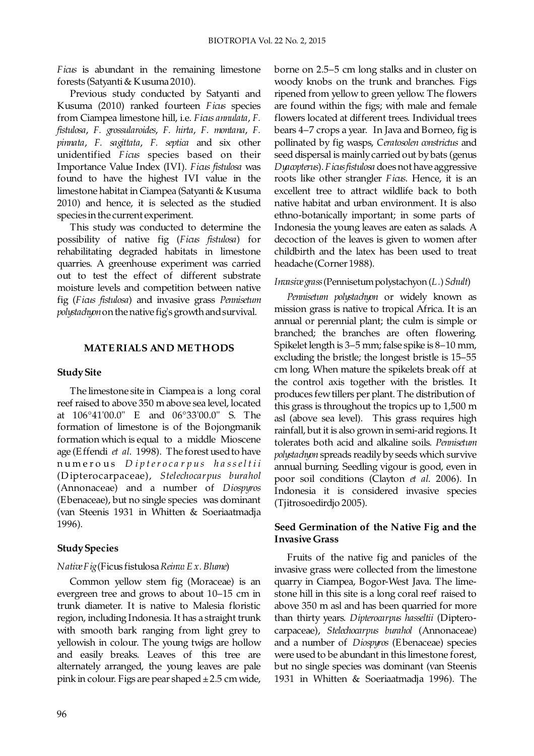*Ficus* is abundant in the remaining limestone forests (Satyanti & Kusuma 2010).

Previous study conducted by Satyanti and Kusuma (2010) ranked fourteen *Ficus* species from Ciampea limestone hill, i.e. *Ficus annulata*, *F. fistulosa*, *F. grossularoides*, *F. hirta*, *F. montana*, *F. pinnata*, *F. sagittata*, *F. septica* and six other unidentified *Ficus* species based on their Importance Value Index (IVI). *Ficus fistulosa* was found to have the highest IVI value in the limestone habitat in Ciampea (Satyanti & Kusuma 2010) and hence, it is selected as the studied species in the current experiment.

This study was conducted to determine the possibility of native fig (*Ficus fistulosa*) for rehabilitating degraded habitats in limestone quarries. A greenhouse experiment was carried out to test the effect of different substrate moisture levels and competition between native fig (*Ficus fistulosa*) and invasive grass *Pennisetum polystachyon* on the native fig's growth and survival.

## MATERIALS AND METHODS

### Study Site

The limestone site in Ciampea is a long coral reef raised to above 350 m above sea level, located at 106°41'00.0" E and 06°33'00.0" S. The formation of limestone is of the Bojongmanik formation which is equal to a middle Miocene age (Effendi *et al*. 1998). The forest used to have numerous *Dipterocarpus hasseltii* (Dipterocarpaceae), *Stelechocarpus burahol* (Annonaceae) and a number of *Diospyros* (Ebenaceae), but no single species was dominant (van Steenis 1931 in Whitten & Soeriaatmadja 1996).

### Study Species

#### *Native Fig* (Ficus fistulosa *Reinw Ex. Blume*)

Common yellow stem fig (Moraceae) is an evergreen tree and grows to about 10–15 cm in trunk diameter. It is native to Malesia floristic region, including Indonesia. It has a straight trunk with smooth bark ranging from light grey to yellowish in colour. The young twigs are hollow and easily breaks. Leaves of this tree are alternately arranged, the young leaves are pale pink in colour. Figs are pear shaped ± 2.5 cm wide, borne on 2.5–5 cm long stalks and in cluster on woody knobs on the trunk and branches. Figs ripened from yellow to green yellow. The flowers are found within the figs; with male and female flowers located at different trees. Individual trees bears 4–7 crops a year. In Java and Borneo, fig is pollinated by fig wasps, *Ceratosolen constrictus* and seed dispersal is mainly carried out by bats (genus *Dyacopterus*). *Ficus fistulosa* does not have aggressive roots like other strangler *Ficus*. Hence, it is an excellent tree to attract wildlife back to both native habitat and urban environment. It is also ethno-botanically important; in some parts of Indonesia the young leaves are eaten as salads. A decoction of the leaves is given to women after childbirth and the latex has been used to treat headache (Corner 1988).

#### *Invasive grass* (Pennisetum polystachyon *(L.) Schult*)

*Pennisetum polystachyon* or widely known as mission grass is native to tropical Africa. It is an annual or perennial plant; the culm is simple or branched; the branches are often flowering. Spikelet length is 3–5 mm; false spike is 8–10 mm, excluding the bristle; the longest bristle is 15–55 cm long. When mature the spikelets break off at the control axis together with the bristles. It produces few tillers per plant. The distribution of this grass is throughout the tropics up to 1,500 m asl (above sea level). This grass requires high rainfall, but it is also grown in semi-arid regions. It tolerates both acid and alkaline soils. *Pennisetum polystachyon* spreads readily by seeds which survive annual burning. Seedling vigour is good, even in poor soil conditions (Clayton *et al*. 2006). In Indonesia it is considered invasive species (Tjitrosoedirdjo 2005).

### Seed Germination of the Native Fig and the Invasive Grass

Fruits of the native fig and panicles of the invasive grass were collected from the limestone quarry in Ciampea, Bogor-West Java. The limestone hill in this site is a long coral reef raised to above 350 m asl and has been quarried for more than thirty years. *Dipteroarpus hasseltii* (Dipterocarpaceae), *Stelechocarpus burahol* (Annonaceae) and a number of *Diospyros* (Ebenaceae) species were used to be abundant in this limestone forest, but no single species was dominant (van Steenis 1931 in Whitten & Soeriaatmadja 1996). The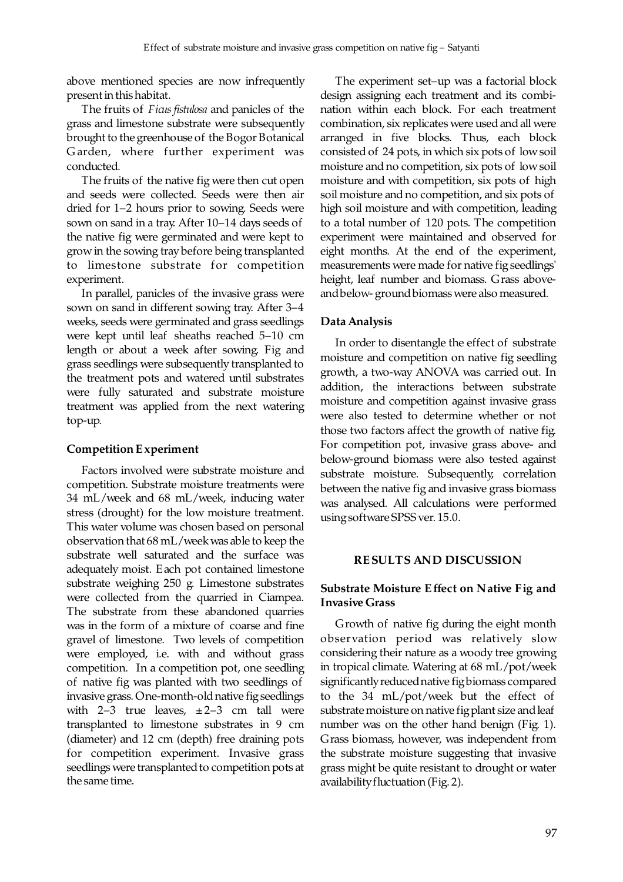above mentioned species are now infrequently present in this habitat.

The fruits of *Ficus fistulosa* and panicles of the grass and limestone substrate were subsequently brought to the greenhouse of the Bogor Botanical Garden, where further experiment was conducted.

The fruits of the native fig were then cut open and seeds were collected. Seeds were then air dried for 1–2 hours prior to sowing. Seeds were sown on sand in a tray. After 10–14 days seeds of the native fig were germinated and were kept to grow in the sowing tray before being transplanted to limestone substrate for competition experiment.

In parallel, panicles of the invasive grass were sown on sand in different sowing tray. After 3–4 weeks, seeds were germinated and grass seedlings were kept until leaf sheaths reached 5–10 cm length or about a week after sowing. Fig and grass seedlings were subsequently transplanted to the treatment pots and watered until substrates were fully saturated and substrate moisture treatment was applied from the next watering top-up.

### Competition Experiment

Factors involved were substrate moisture and competition. Substrate moisture treatments were 34 mL/week and 68 mL/week, inducing water stress (drought) for the low moisture treatment. This water volume was chosen based on personal observation that 68 mL/week was able to keep the substrate well saturated and the surface was adequately moist. Each pot contained limestone substrate weighing 250 g. Limestone substrates were collected from the quarried in Ciampea. The substrate from these abandoned quarries was in the form of a mixture of coarse and fine gravel of limestone. Two levels of competition were employed, i.e. with and without grass competition. In a competition pot, one seedling of native fig was planted with two seedlings of invasive grass. One-month-old native fig seedlings with 2–3 true leaves, ±2–3 cm tall were transplanted to limestone substrates in 9 cm (diameter) and 12 cm (depth) free draining pots for competition experiment. Invasive grass seedlings were transplanted to competition pots at the same time.

The experiment set–up was a factorial block design assigning each treatment and its combination within each block. For each treatment combination, six replicates were used and all were arranged in five blocks. Thus, each block consisted of 24 pots, in which six pots of low soil moisture and no competition, six pots of low soil moisture and with competition, six pots of high soil moisture and no competition, and six pots of high soil moisture and with competition, leading to a total number of 120 pots. The competition experiment were maintained and observed for eight months. At the end of the experiment, measurements were made for native fig seedlings' height, leaf number and biomass. Grass above- and below- ground biomass were also measured.

### Data Analysis

In order to disentangle the effect of substrate moisture and competition on native fig seedling growth, a two-way ANOVA was carried out. In addition, the interactions between substrate moisture and competition against invasive grass were also tested to determine whether or not those two factors affect the growth of native fig. For competition pot, invasive grass above- and below-ground biomass were also tested against substrate moisture. Subsequently, correlation between the native fig and invasive grass biomass was analysed. All calculations were performed using software SPSS ver. 15.0.

## RESULTS AND DISCUSSION

### Substrate Moisture Effect on Native Fig and Invasive Grass

Growth of native fig during the eight month observation period was relatively slow considering their nature as a woody tree growing in tropical climate. Watering at 68 mL/pot/week significantly reduced native fig biomass compared to the 34 mL/pot/week but the effect of substrate moisture on native fig plant size and leaf number was on the other hand benign (Fig. 1). Grass biomass, however, was independent from the substrate moisture suggesting that invasive grass might be quite resistant to drought or water availability fluctuation (Fig. 2).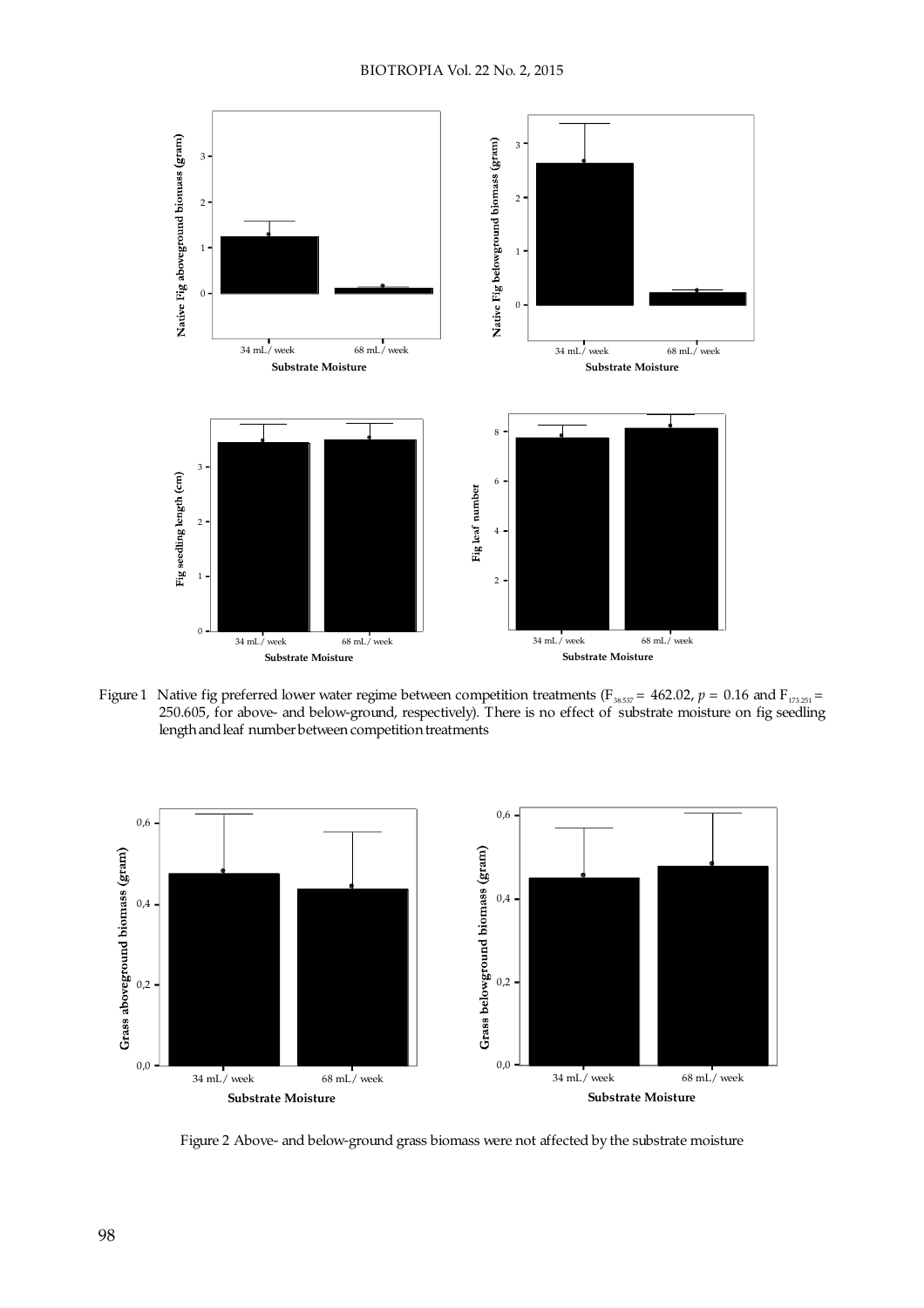Figure 1 Native fig preferred lower water regime between competition treatments ($F_{38.537} = 462.02$, $p = 0.16$ and $F_{173.251} = 250.605$, for above- and below-ground, respectively). There is no effect of substrate moisture on fig seedling length and leaf number between competition treatments

Figure 2 Above- and below-ground grass biomass were not affected by the substrate moisture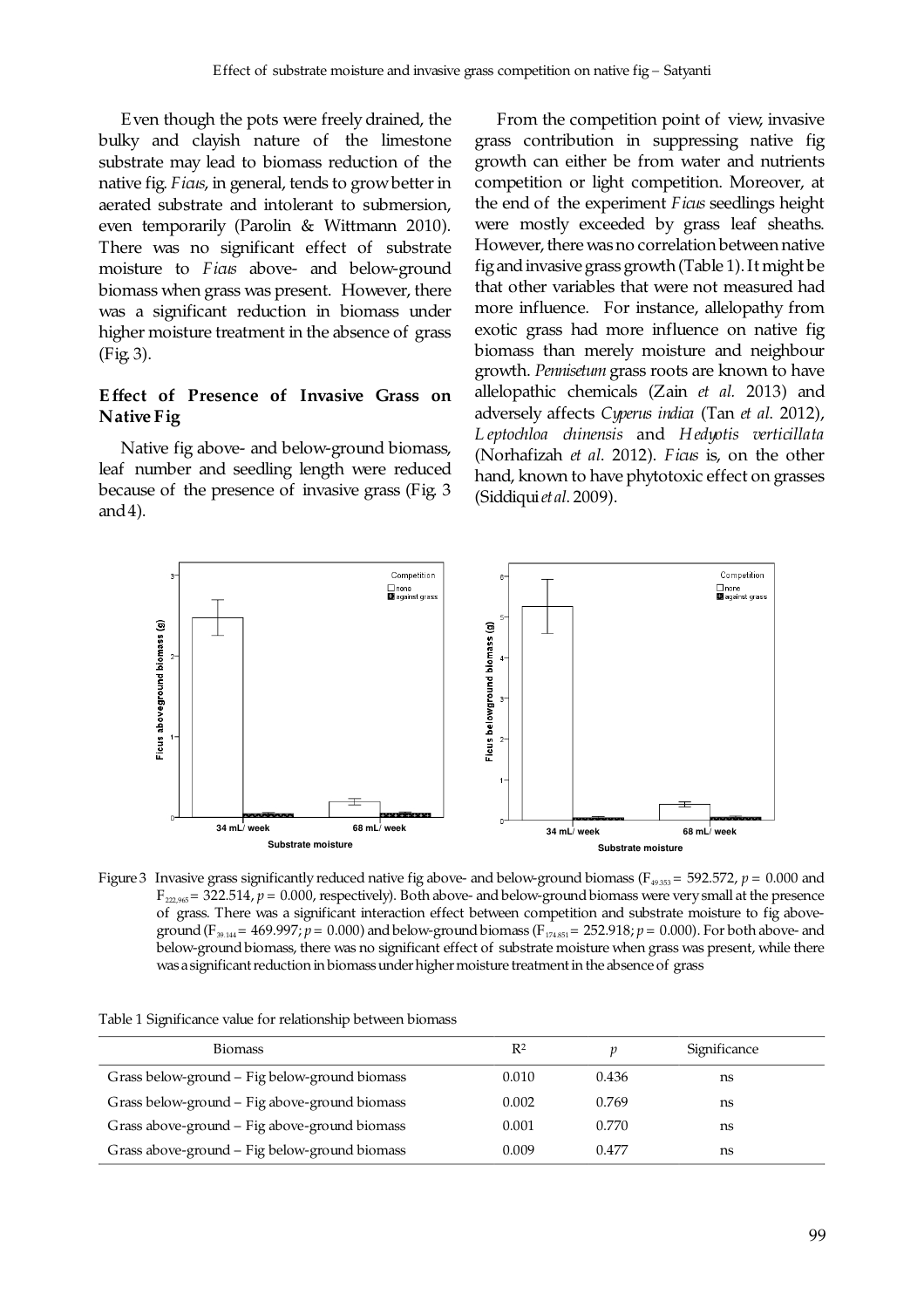Even though the pots were freely drained, the bulky and clayish nature of the limestone substrate may lead to biomass reduction of the native fig. *Ficus*, in general, tends to grow better in aerated substrate and intolerant to submersion, even temporarily (Parolin & Wittmann 2010). There was no significant effect of substrate moisture to *Ficus* above- and below-ground biomass when grass was present. However, there was a significant reduction in biomass under higher moisture treatment in the absence of grass (Fig. 3).

### Effect of Presence of Invasive Grass on Native Fig

Native fig above- and below-ground biomass, leaf number and seedling length were reduced because of the presence of invasive grass (Fig. 3 and 4).

From the competition point of view, invasive grass contribution in suppressing native fig growth can either be from water and nutrients competition or light competition. Moreover, at the end of the experiment *Ficus* seedlings height were mostly exceeded by grass leaf sheaths. However, there was no correlation between native fig and invasive grass growth (Table 1). It might be that other variables that were not measured had more influence. For instance, allelopathy from exotic grass had more influence on native fig biomass than merely moisture and neighbour growth. *Pennisetum* grass roots are known to have allelopathic chemicals (Zain *et al.* 2013) and adversely affects *Cyperus indica* (Tan *et al*. 2012), *Leptochloa chinensis* and *Hedyotis verticillata* (Norhafizah *et al*. 2012). *Ficus* is, on the other hand, known to have phytotoxic effect on grasses (Siddiqui *et al*. 2009).

Figure 3 Invasive grass significantly reduced native fig above- and below-ground biomass ($F_{49.353}$ = 592.572, $p$ = 0.000 and $F_{222.965}$ = 322.514, $p$ = 0.000, respectively). Both above- and below-ground biomass were very small at the presence of grass. There was a significant interaction effect between competition and substrate moisture to fig above-ground ($F_{39.144}$ = 469.997; $p$ = 0.000) and below-ground biomass ($F_{174.851}$ = 252.918; $p$ = 0.000). For both above- and below-ground biomass, there was no significant effect of substrate moisture when grass was present, while there was a significant reduction in biomass under higher moisture treatment in the absence of grass

Table 1 Significance value for relationship between biomass

| Biomass | $R^2$ | $p$ | Significance |
|---|---|---|---|
| Grass below-ground – Fig below-ground biomass | 0.010 | 0.436 | ns |
| Grass below-ground – Fig above-ground biomass | 0.002 | 0.769 | ns |
| Grass above-ground – Fig above-ground biomass | 0.001 | 0.770 | ns |
| Grass above-ground – Fig below-ground biomass | 0.009 | 0.477 | ns |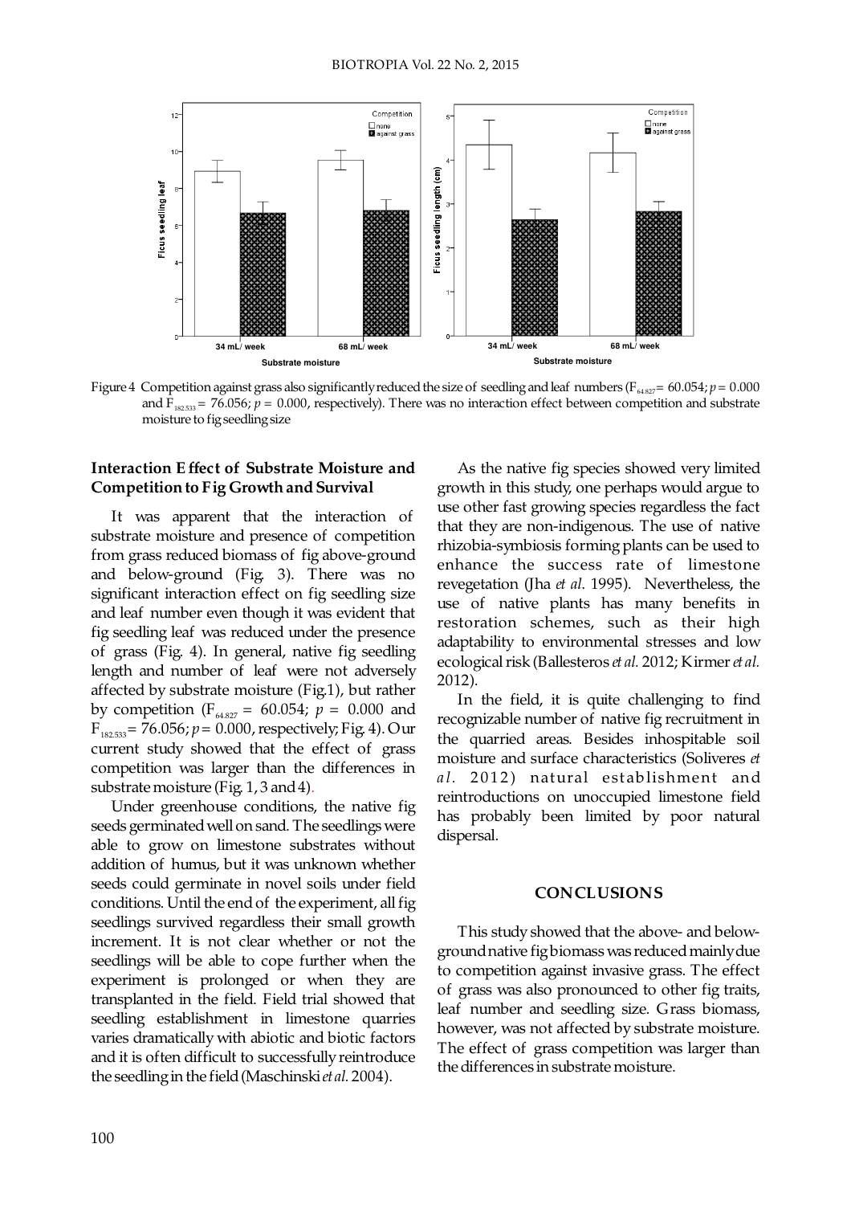Figure 4 Competition against grass also significantly reduced the size of seedling and leaf numbers ($F_{64.827}$ = 60.054; $p$ = 0.000 and $F_{182.533}$ = 76.056; $p$ = 0.000, respectively). There was no interaction effect between competition and substrate moisture to fig seedling size

### Interaction Effect of Substrate Moisture and Competition to Fig Growth and Survival

It was apparent that the interaction of substrate moisture and presence of competition from grass reduced biomass of fig above-ground and below-ground (Fig. 3). There was no significant interaction effect on fig seedling size and leaf number even though it was evident that fig seedling leaf was reduced under the presence of grass (Fig. 4). In general, native fig seedling length and number of leaf were not adversely affected by substrate moisture (Fig.1), but rather by competition ($F_{64.827}$ = 60.054; $p$ = 0.000 and $F_{182.533}$ = 76.056; $p$ = 0.000, respectively; Fig. 4). Our current study showed that the effect of grass competition was larger than the differences in substrate moisture (Fig. 1, 3 and 4).

Under greenhouse conditions, the native fig seeds germinated well on sand. The seedlings were able to grow on limestone substrates without addition of humus, but it was unknown whether seeds could germinate in novel soils under field conditions. Until the end of the experiment, all fig seedlings survived regardless their small growth increment. It is not clear whether or not the seedlings will be able to cope further when the experiment is prolonged or when they are transplanted in the field. Field trial showed that seedling establishment in limestone quarries varies dramatically with abiotic and biotic factors and it is often difficult to successfully reintroduce the seedling in the field (Maschinski *et al.* 2004).

As the native fig species showed very limited growth in this study, one perhaps would argue to use other fast growing species regardless the fact that they are non-indigenous. The use of native rhizobia-symbiosis forming plants can be used to enhance the success rate of limestone revegetation (Jha *et al.* 1995). Nevertheless, the use of native plants has many benefits in restoration schemes, such as their high adaptability to environmental stresses and low ecological risk (Ballesteros *et al.* 2012; Kirmer *et al.* 2012).

In the field, it is quite challenging to find recognizable number of native fig recruitment in the quarried areas. Besides inhospitable soil moisture and surface characteristics (Soliveres *et al.* 2012) natural establishment and reintroductions on unoccupied limestone field has probably been limited by poor natural dispersal.

## CONCLUSIONS

This study showed that the above- and below-ground native fig biomass was reduced mainly due to competition against invasive grass. The effect of grass was also pronounced to other fig traits, leaf number and seedling size. Grass biomass, however, was not affected by substrate moisture. The effect of grass competition was larger than the differences in substrate moisture.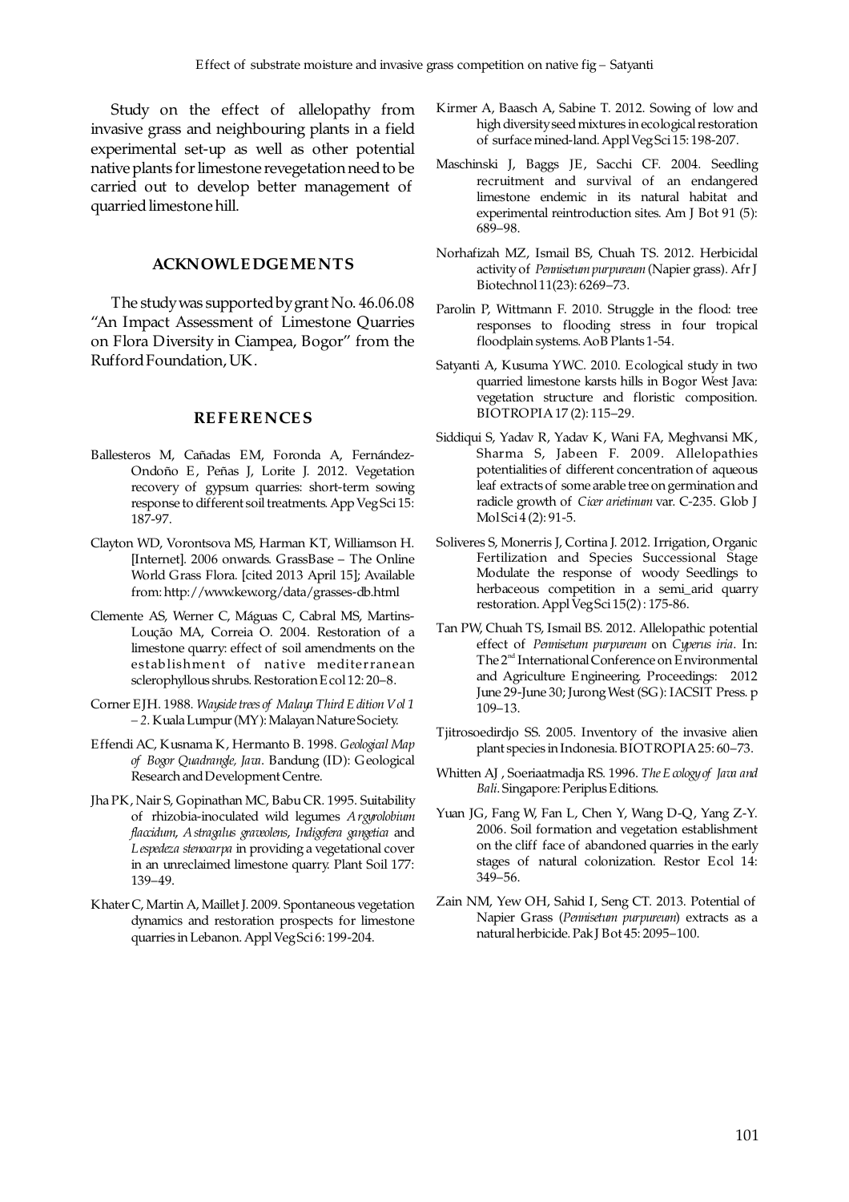Study on the effect of allelopathy from invasive grass and neighbouring plants in a field experimental set-up as well as other potential native plants for limestone revegetation need to be carried out to develop better management of quarried limestone hill.

## ACKNOWLEDGEMENTS

The study was supported by grant No. 46.06.08 "An Impact Assessment of Limestone Quarries on Flora Diversity in Ciampea, Bogor" from the Rufford Foundation, UK.

## REFERENCES

Ballesteros M, Cañadas EM, Foronda A, Fernández-Ondoño E, Peñas J, Lorite J. 2012. Vegetation recovery of gypsum quarries: short-term sowing response to different soil treatments. App Veg Sci 15: 187-97.

Clayton WD, Vorontsova MS, Harman KT, Williamson H. [Internet]. 2006 onwards. GrassBase – The Online World Grass Flora. [cited 2013 April 15]; Available from: http://www.kew.org/data/grasses-db.html

Clemente AS, Werner C, Máguas C, Cabral MS, Martins-Loução MA, Correia O. 2004. Restoration of a limestone quarry: effect of soil amendments on the establishment of native mediterranean sclerophyllous shrubs. Restoration Ecol 12: 20–8.

Corner EJH. 1988. *Wayside trees of Malaya Third Edition Vol 1 – 2*. Kuala Lumpur (MY): Malayan Nature Society.

Effendi AC, Kusnama K, Hermanto B. 1998. *Geological Map of Bogor Quadrangle, Java*. Bandung (ID): Geological Research and Development Centre.

Jha PK, Nair S, Gopinathan MC, Babu CR. 1995. Suitability of rhizobia-inoculated wild legumes *Argyrolobium flaccidum*, *Astragalus graveolens*, *Indigofera gangetica* and *Lespedeza stenocarpa* in providing a vegetational cover in an unreclaimed limestone quarry. Plant Soil 177: 139–49.

Khater C, Martin A, Maillet J. 2009. Spontaneous vegetation dynamics and restoration prospects for limestone quarries in Lebanon. Appl Veg Sci 6: 199-204.

Kirmer A, Baasch A, Sabine T. 2012. Sowing of low and high diversity seed mixtures in ecological restoration of surface mined-land. Appl Veg Sci 15: 198-207.

Maschinski J, Baggs JE, Sacchi CF. 2004. Seedling recruitment and survival of an endangered limestone endemic in its natural habitat and experimental reintroduction sites. Am J Bot 91 (5): 689–98.

Norhafizah MZ, Ismail BS, Chuah TS. 2012. Herbicidal activity of *Pennisetum purpureum* (Napier grass). Afr J Biotechnol 11(23): 6269–73.

Parolin P, Wittmann F. 2010. Struggle in the flood: tree responses to flooding stress in four tropical floodplain systems. AoB Plants 1-54.

Satyanti A, Kusuma YWC. 2010. Ecological study in two quarried limestone karsts hills in Bogor West Java: vegetation structure and floristic composition. BIOTROPIA 17 (2): 115–29.

Siddiqui S, Yadav R, Yadav K, Wani FA, Meghvansi MK, Sharma S, Jabeen F. 2009. Allelopathies potentialities of different concentration of aqueous leaf extracts of some arable tree on germination and radicle growth of *Cicer arietinum* var. C-235. Glob J Mol Sci 4 (2): 91-5.

Soliveres S, Monerris J, Cortina J. 2012. Irrigation, Organic Fertilization and Species Successional Stage Modulate the response of woody Seedlings to herbaceous competition in a semi_arid quarry restoration. Appl Veg Sci 15(2) : 175-86.

Tan PW, Chuah TS, Ismail BS. 2012. Allelopathic potential effect of *Pennisetum purpureum* on *Cyperus iria*. In: The 2nd International Conference on Environmental and Agriculture Engineering. Proceedings: 2012 June 29-June 30; Jurong West (SG): IACSIT Press. p 109–13.

Tjitrosoedirdjo SS. 2005. Inventory of the invasive alien plant species in Indonesia. BIOTROPIA 25: 60–73.

Whitten AJ, Soeriaatmadja RS. 1996. *The Ecology of Java and Bali*. Singapore: Periplus Editions.

Yuan JG, Fang W, Fan L, Chen Y, Wang D-Q, Yang Z-Y. 2006. Soil formation and vegetation establishment on the cliff face of abandoned quarries in the early stages of natural colonization. Restor Ecol 14: 349–56.

Zain NM, Yew OH, Sahid I, Seng CT. 2013. Potential of Napier Grass (*Pennisetum purpureum*) extracts as a natural herbicide. Pak J Bot 45: 2095–100.